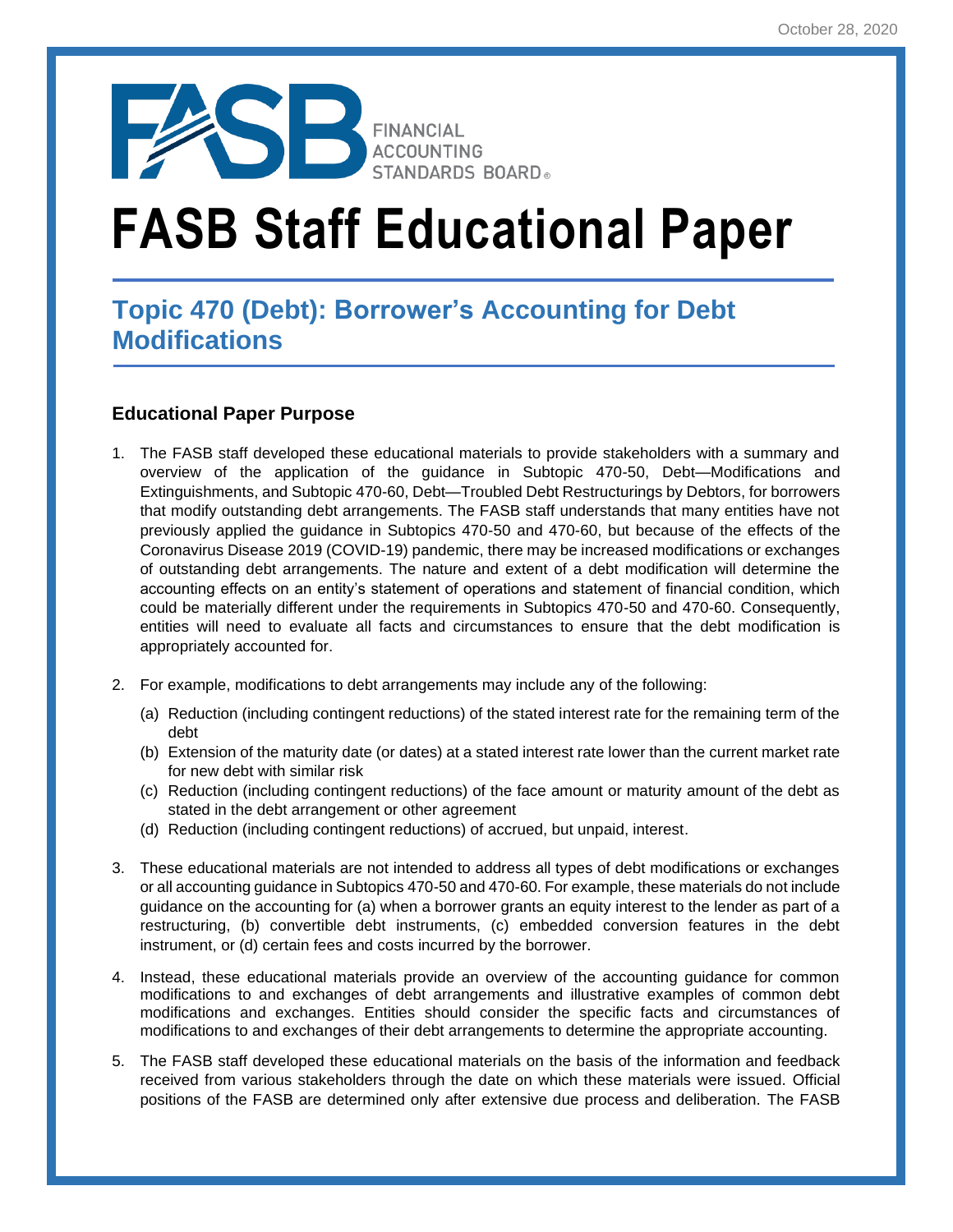October 28, 2020

FINANCIAL ACCOUNTING STANDARDS BOARD

# FASB Staff Educational Paper

## Topic 470 (Debt): Borrower's Accounting for Debt Modifications

### Educational Paper Purpose

1. The FASB staff developed these educational materials to provide stakeholders with a summary and overview of the application of the guidance in Subtopic 470-50, Debt—Modifications and Extinguishments, and Subtopic 470-60, Debt—Troubled Debt Restructurings by Debtors, for borrowers that modify outstanding debt arrangements. The FASB staff understands that many entities have not previously applied the guidance in Subtopics 470-50 and 470-60, but because of the effects of the Coronavirus Disease 2019 (COVID-19) pandemic, there may be increased modifications or exchanges of outstanding debt arrangements. The nature and extent of a debt modification will determine the accounting effects on an entity's statement of operations and statement of financial condition, which could be materially different under the requirements in Subtopics 470-50 and 470-60. Consequently, entities will need to evaluate all facts and circumstances to ensure that the debt modification is appropriately accounted for.

2. For example, modifications to debt arrangements may include any of the following:

   (a) Reduction (including contingent reductions) of the stated interest rate for the remaining term of the debt
   (b) Extension of the maturity date (or dates) at a stated interest rate lower than the current market rate for new debt with similar risk
   (c) Reduction (including contingent reductions) of the face amount or maturity amount of the debt as stated in the debt arrangement or other agreement
   (d) Reduction (including contingent reductions) of accrued, but unpaid, interest.

3. These educational materials are not intended to address all types of debt modifications or exchanges or all accounting guidance in Subtopics 470-50 and 470-60. For example, these materials do not include guidance on the accounting for (a) when a borrower grants an equity interest to the lender as part of a restructuring, (b) convertible debt instruments, (c) embedded conversion features in the debt instrument, or (d) certain fees and costs incurred by the borrower.

4. Instead, these educational materials provide an overview of the accounting guidance for common modifications to and exchanges of debt arrangements and illustrative examples of common debt modifications and exchanges. Entities should consider the specific facts and circumstances of modifications to and exchanges of their debt arrangements to determine the appropriate accounting.

5. The FASB staff developed these educational materials on the basis of the information and feedback received from various stakeholders through the date on which these materials were issued. Official positions of the FASB are determined only after extensive due process and deliberation. The FASB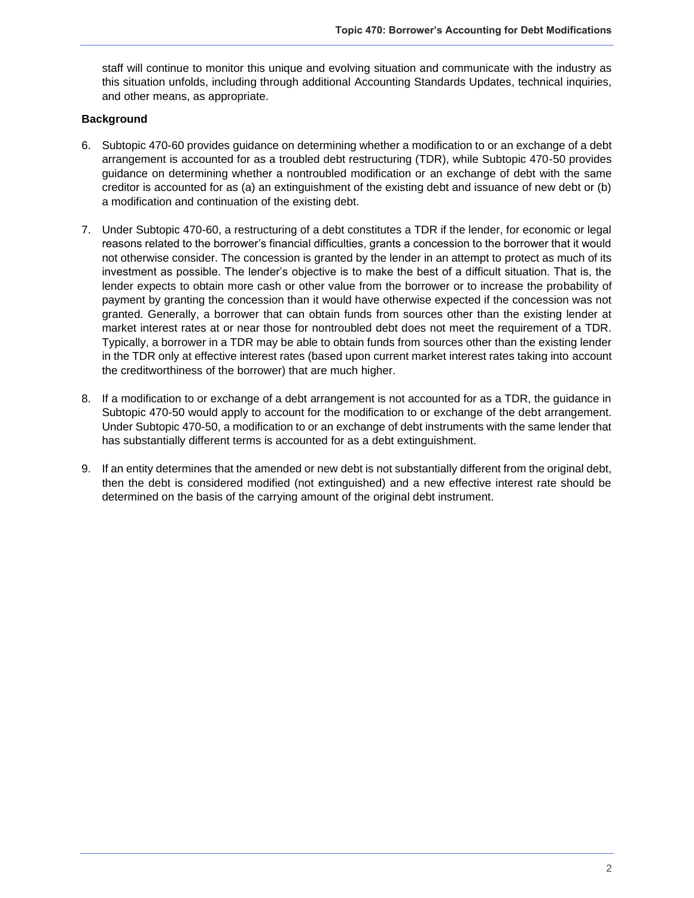staff will continue to monitor this unique and evolving situation and communicate with the industry as this situation unfolds, including through additional Accounting Standards Updates, technical inquiries, and other means, as appropriate.

**Background**

6. Subtopic 470-60 provides guidance on determining whether a modification to or an exchange of a debt arrangement is accounted for as a troubled debt restructuring (TDR), while Subtopic 470-50 provides guidance on determining whether a nontroubled modification or an exchange of debt with the same creditor is accounted for as (a) an extinguishment of the existing debt and issuance of new debt or (b) a modification and continuation of the existing debt.

7. Under Subtopic 470-60, a restructuring of a debt constitutes a TDR if the lender, for economic or legal reasons related to the borrower's financial difficulties, grants a concession to the borrower that it would not otherwise consider. The concession is granted by the lender in an attempt to protect as much of its investment as possible. The lender's objective is to make the best of a difficult situation. That is, the lender expects to obtain more cash or other value from the borrower or to increase the probability of payment by granting the concession than it would have otherwise expected if the concession was not granted. Generally, a borrower that can obtain funds from sources other than the existing lender at market interest rates at or near those for nontroubled debt does not meet the requirement of a TDR. Typically, a borrower in a TDR may be able to obtain funds from sources other than the existing lender in the TDR only at effective interest rates (based upon current market interest rates taking into account the creditworthiness of the borrower) that are much higher.

8. If a modification to or exchange of a debt arrangement is not accounted for as a TDR, the guidance in Subtopic 470-50 would apply to account for the modification to or exchange of the debt arrangement. Under Subtopic 470-50, a modification to or an exchange of debt instruments with the same lender that has substantially different terms is accounted for as a debt extinguishment.

9. If an entity determines that the amended or new debt is not substantially different from the original debt, then the debt is considered modified (not extinguished) and a new effective interest rate should be determined on the basis of the carrying amount of the original debt instrument.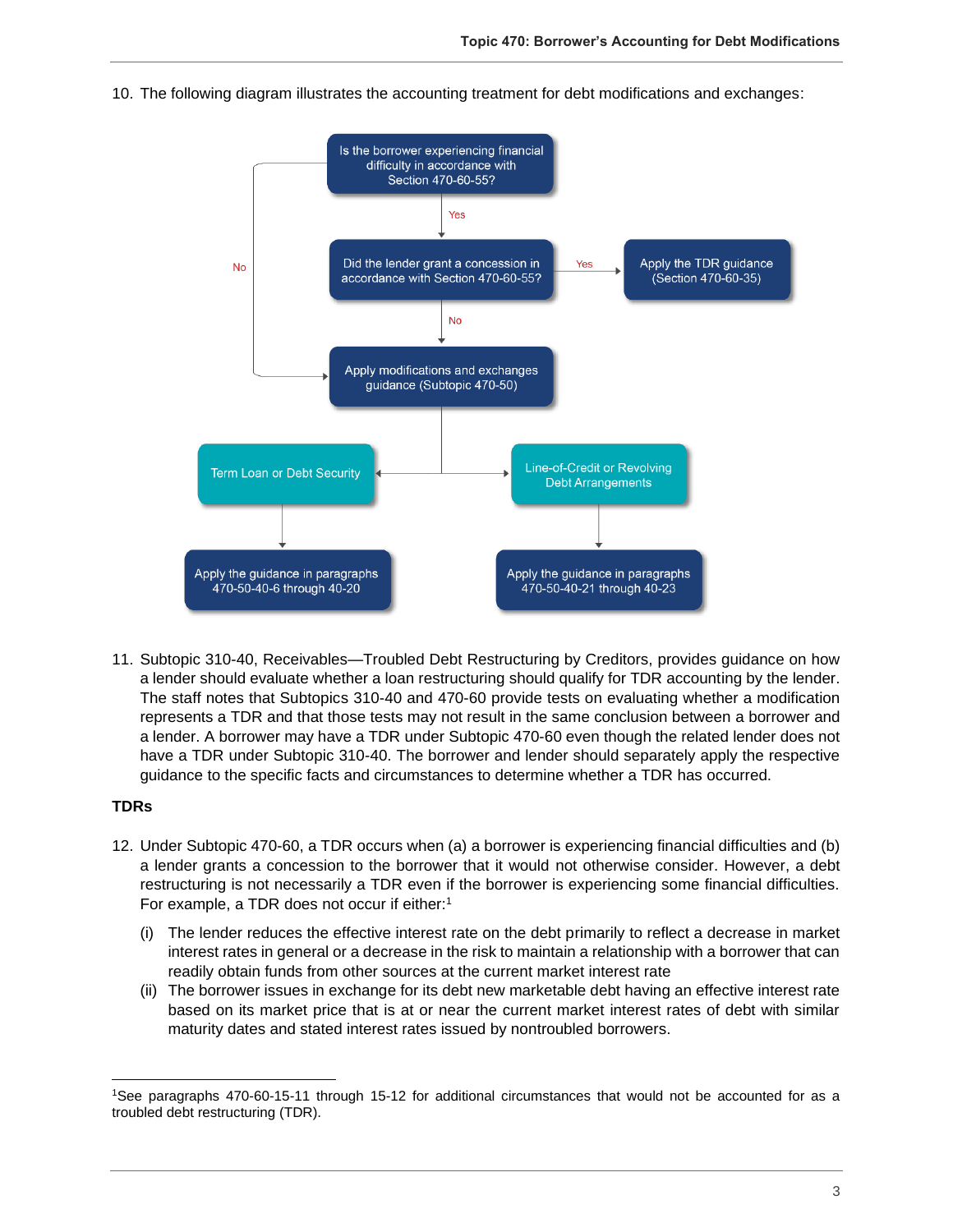10. The following diagram illustrates the accounting treatment for debt modifications and exchanges:

Is the borrower experiencing financial difficulty in accordance with Section 470-60-55?

- Yes → Did the lender grant a concession in accordance with Section 470-60-55?
  - Yes → Apply the TDR guidance (Section 470-60-35)
  - No → Apply modifications and exchanges guidance (Subtopic 470-50)
- No → Apply modifications and exchanges guidance (Subtopic 470-50)

Apply modifications and exchanges guidance (Subtopic 470-50):

- Term Loan or Debt Security → Apply the guidance in paragraphs 470-50-40-6 through 40-20
- Line-of-Credit or Revolving Debt Arrangements → Apply the guidance in paragraphs 470-50-40-21 through 40-23

11. Subtopic 310-40, Receivables—Troubled Debt Restructuring by Creditors, provides guidance on how a lender should evaluate whether a loan restructuring should qualify for TDR accounting by the lender. The staff notes that Subtopics 310-40 and 470-60 provide tests on evaluating whether a modification represents a TDR and that those tests may not result in the same conclusion between a borrower and a lender. A borrower may have a TDR under Subtopic 470-60 even though the related lender does not have a TDR under Subtopic 310-40. The borrower and lender should separately apply the respective guidance to the specific facts and circumstances to determine whether a TDR has occurred.

**TDRs**

12. Under Subtopic 470-60, a TDR occurs when (a) a borrower is experiencing financial difficulties and (b) a lender grants a concession to the borrower that it would not otherwise consider. However, a debt restructuring is not necessarily a TDR even if the borrower is experiencing some financial difficulties. For example, a TDR does not occur if either:[1]

    (i) The lender reduces the effective interest rate on the debt primarily to reflect a decrease in market interest rates in general or a decrease in the risk to maintain a relationship with a borrower that can readily obtain funds from other sources at the current market interest rate

    (ii) The borrower issues in exchange for its debt new marketable debt having an effective interest rate based on its market price that is at or near the current market interest rates of debt with similar maturity dates and stated interest rates issued by nontroubled borrowers.

---

[1] See paragraphs 470-60-15-11 through 15-12 for additional circumstances that would not be accounted for as a troubled debt restructuring (TDR).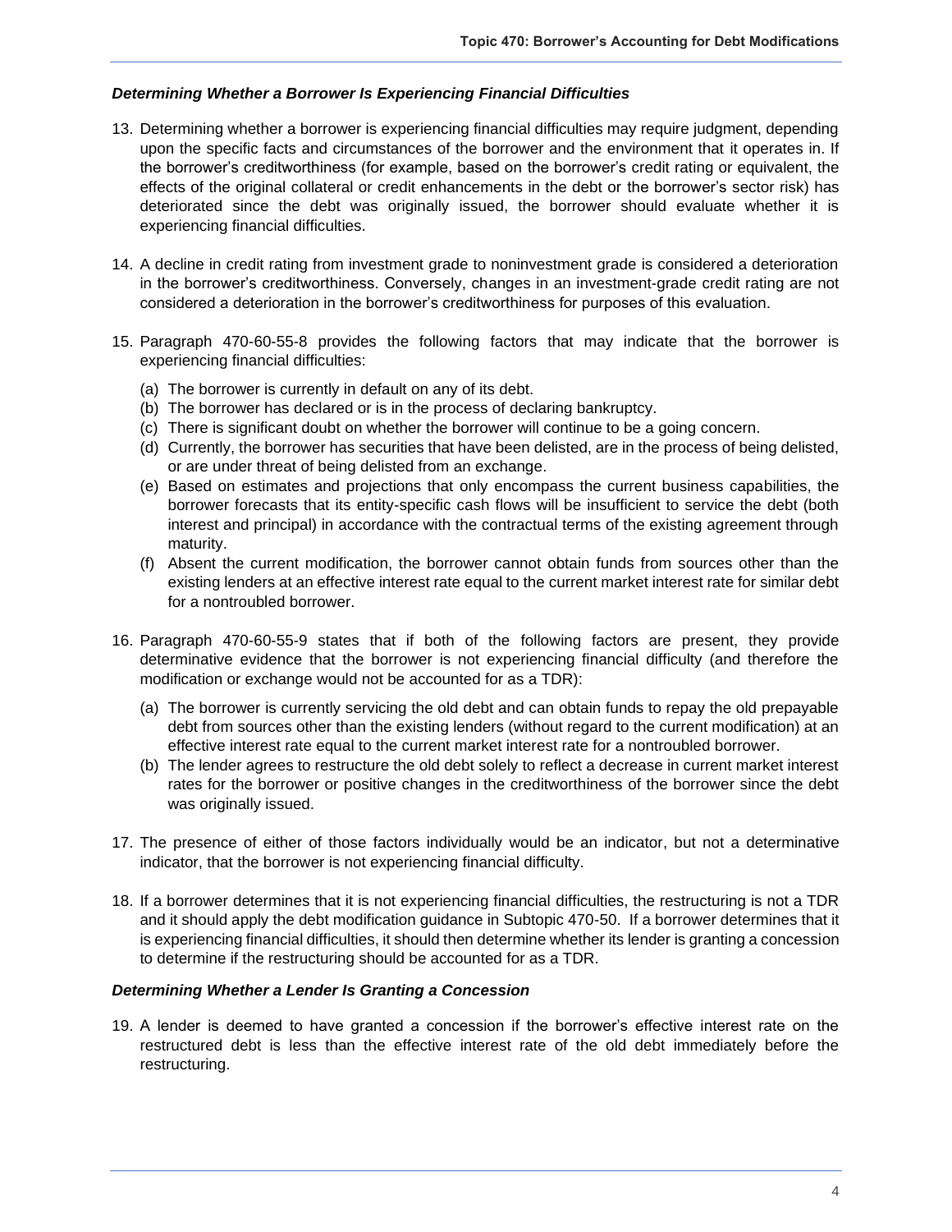### *Determining Whether a Borrower Is Experiencing Financial Difficulties*

13. Determining whether a borrower is experiencing financial difficulties may require judgment, depending upon the specific facts and circumstances of the borrower and the environment that it operates in. If the borrower's creditworthiness (for example, based on the borrower's credit rating or equivalent, the effects of the original collateral or credit enhancements in the debt or the borrower's sector risk) has deteriorated since the debt was originally issued, the borrower should evaluate whether it is experiencing financial difficulties.

14. A decline in credit rating from investment grade to noninvestment grade is considered a deterioration in the borrower's creditworthiness. Conversely, changes in an investment-grade credit rating are not considered a deterioration in the borrower's creditworthiness for purposes of this evaluation.

15. Paragraph 470-60-55-8 provides the following factors that may indicate that the borrower is experiencing financial difficulties:

    (a) The borrower is currently in default on any of its debt.
    (b) The borrower has declared or is in the process of declaring bankruptcy.
    (c) There is significant doubt on whether the borrower will continue to be a going concern.
    (d) Currently, the borrower has securities that have been delisted, are in the process of being delisted, or are under threat of being delisted from an exchange.
    (e) Based on estimates and projections that only encompass the current business capabilities, the borrower forecasts that its entity-specific cash flows will be insufficient to service the debt (both interest and principal) in accordance with the contractual terms of the existing agreement through maturity.
    (f) Absent the current modification, the borrower cannot obtain funds from sources other than the existing lenders at an effective interest rate equal to the current market interest rate for similar debt for a nontroubled borrower.

16. Paragraph 470-60-55-9 states that if both of the following factors are present, they provide determinative evidence that the borrower is not experiencing financial difficulty (and therefore the modification or exchange would not be accounted for as a TDR):

    (a) The borrower is currently servicing the old debt and can obtain funds to repay the old prepayable debt from sources other than the existing lenders (without regard to the current modification) at an effective interest rate equal to the current market interest rate for a nontroubled borrower.
    (b) The lender agrees to restructure the old debt solely to reflect a decrease in current market interest rates for the borrower or positive changes in the creditworthiness of the borrower since the debt was originally issued.

17. The presence of either of those factors individually would be an indicator, but not a determinative indicator, that the borrower is not experiencing financial difficulty.

18. If a borrower determines that it is not experiencing financial difficulties, the restructuring is not a TDR and it should apply the debt modification guidance in Subtopic 470-50. If a borrower determines that it is experiencing financial difficulties, it should then determine whether its lender is granting a concession to determine if the restructuring should be accounted for as a TDR.

### *Determining Whether a Lender Is Granting a Concession*

19. A lender is deemed to have granted a concession if the borrower's effective interest rate on the restructured debt is less than the effective interest rate of the old debt immediately before the restructuring.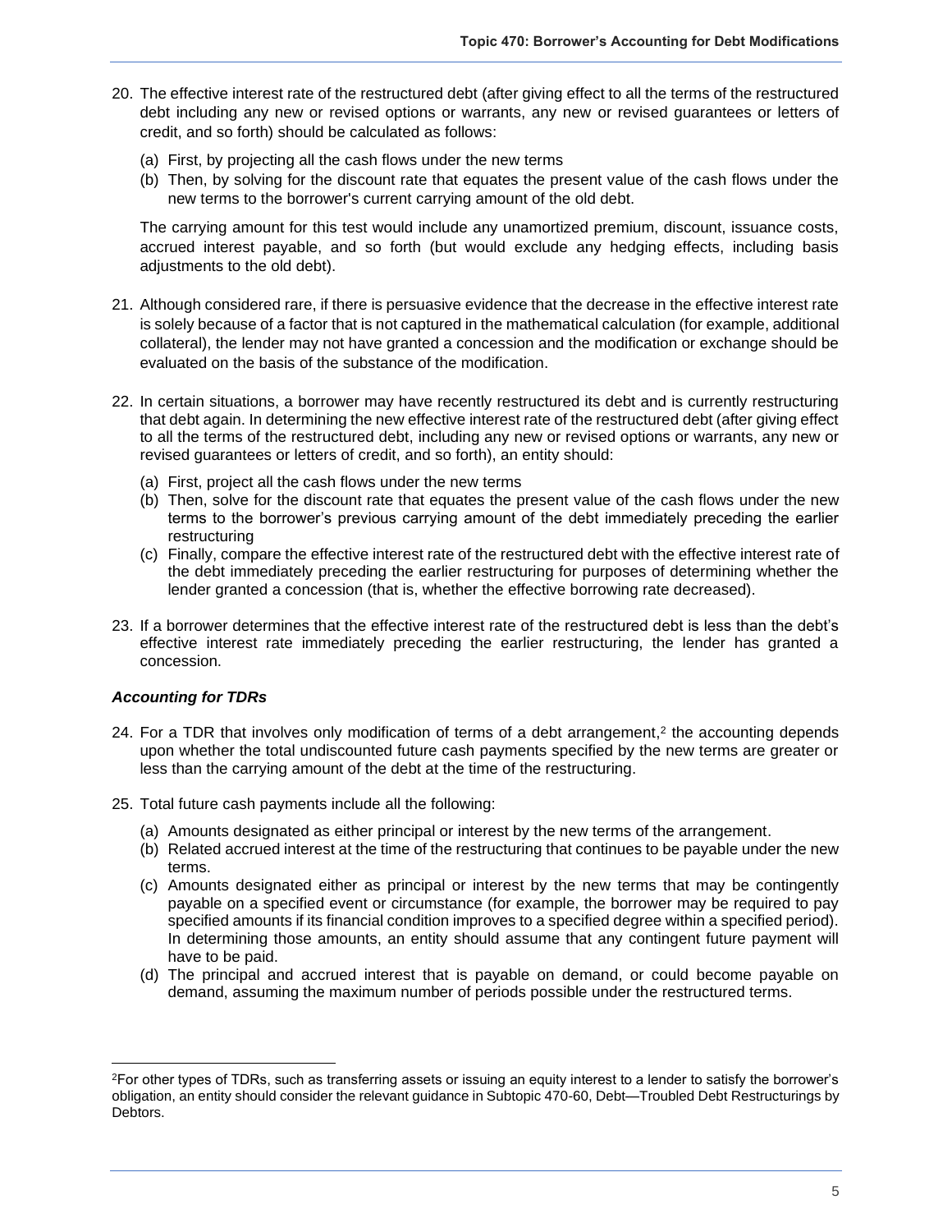20. The effective interest rate of the restructured debt (after giving effect to all the terms of the restructured debt including any new or revised options or warrants, any new or revised guarantees or letters of credit, and so forth) should be calculated as follows:

    (a) First, by projecting all the cash flows under the new terms

    (b) Then, by solving for the discount rate that equates the present value of the cash flows under the new terms to the borrower's current carrying amount of the old debt.

    The carrying amount for this test would include any unamortized premium, discount, issuance costs, accrued interest payable, and so forth (but would exclude any hedging effects, including basis adjustments to the old debt).

21. Although considered rare, if there is persuasive evidence that the decrease in the effective interest rate is solely because of a factor that is not captured in the mathematical calculation (for example, additional collateral), the lender may not have granted a concession and the modification or exchange should be evaluated on the basis of the substance of the modification.

22. In certain situations, a borrower may have recently restructured its debt and is currently restructuring that debt again. In determining the new effective interest rate of the restructured debt (after giving effect to all the terms of the restructured debt, including any new or revised options or warrants, any new or revised guarantees or letters of credit, and so forth), an entity should:

    (a) First, project all the cash flows under the new terms

    (b) Then, solve for the discount rate that equates the present value of the cash flows under the new terms to the borrower's previous carrying amount of the debt immediately preceding the earlier restructuring

    (c) Finally, compare the effective interest rate of the restructured debt with the effective interest rate of the debt immediately preceding the earlier restructuring for purposes of determining whether the lender granted a concession (that is, whether the effective borrowing rate decreased).

23. If a borrower determines that the effective interest rate of the restructured debt is less than the debt's effective interest rate immediately preceding the earlier restructuring, the lender has granted a concession.

### *Accounting for TDRs*

24. For a TDR that involves only modification of terms of a debt arrangement,[2] the accounting depends upon whether the total undiscounted future cash payments specified by the new terms are greater or less than the carrying amount of the debt at the time of the restructuring.

25. Total future cash payments include all the following:

    (a) Amounts designated as either principal or interest by the new terms of the arrangement.

    (b) Related accrued interest at the time of the restructuring that continues to be payable under the new terms.

    (c) Amounts designated either as principal or interest by the new terms that may be contingently payable on a specified event or circumstance (for example, the borrower may be required to pay specified amounts if its financial condition improves to a specified degree within a specified period). In determining those amounts, an entity should assume that any contingent future payment will have to be paid.

    (d) The principal and accrued interest that is payable on demand, or could become payable on demand, assuming the maximum number of periods possible under the restructured terms.

---

[2]For other types of TDRs, such as transferring assets or issuing an equity interest to a lender to satisfy the borrower's obligation, an entity should consider the relevant guidance in Subtopic 470-60, Debt—Troubled Debt Restructurings by Debtors.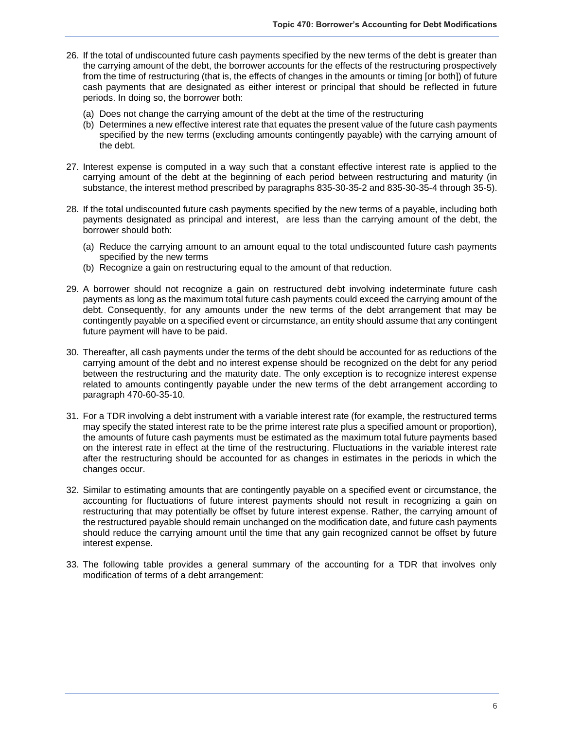26. If the total of undiscounted future cash payments specified by the new terms of the debt is greater than the carrying amount of the debt, the borrower accounts for the effects of the restructuring prospectively from the time of restructuring (that is, the effects of changes in the amounts or timing [or both]) of future cash payments that are designated as either interest or principal that should be reflected in future periods. In doing so, the borrower both:

    (a) Does not change the carrying amount of the debt at the time of the restructuring
    (b) Determines a new effective interest rate that equates the present value of the future cash payments specified by the new terms (excluding amounts contingently payable) with the carrying amount of the debt.

27. Interest expense is computed in a way such that a constant effective interest rate is applied to the carrying amount of the debt at the beginning of each period between restructuring and maturity (in substance, the interest method prescribed by paragraphs 835-30-35-2 and 835-30-35-4 through 35-5).

28. If the total undiscounted future cash payments specified by the new terms of a payable, including both payments designated as principal and interest, are less than the carrying amount of the debt, the borrower should both:

    (a) Reduce the carrying amount to an amount equal to the total undiscounted future cash payments specified by the new terms
    (b) Recognize a gain on restructuring equal to the amount of that reduction.

29. A borrower should not recognize a gain on restructured debt involving indeterminate future cash payments as long as the maximum total future cash payments could exceed the carrying amount of the debt. Consequently, for any amounts under the new terms of the debt arrangement that may be contingently payable on a specified event or circumstance, an entity should assume that any contingent future payment will have to be paid.

30. Thereafter, all cash payments under the terms of the debt should be accounted for as reductions of the carrying amount of the debt and no interest expense should be recognized on the debt for any period between the restructuring and the maturity date. The only exception is to recognize interest expense related to amounts contingently payable under the new terms of the debt arrangement according to paragraph 470-60-35-10.

31. For a TDR involving a debt instrument with a variable interest rate (for example, the restructured terms may specify the stated interest rate to be the prime interest rate plus a specified amount or proportion), the amounts of future cash payments must be estimated as the maximum total future payments based on the interest rate in effect at the time of the restructuring. Fluctuations in the variable interest rate after the restructuring should be accounted for as changes in estimates in the periods in which the changes occur.

32. Similar to estimating amounts that are contingently payable on a specified event or circumstance, the accounting for fluctuations of future interest payments should not result in recognizing a gain on restructuring that may potentially be offset by future interest expense. Rather, the carrying amount of the restructured payable should remain unchanged on the modification date, and future cash payments should reduce the carrying amount until the time that any gain recognized cannot be offset by future interest expense.

33. The following table provides a general summary of the accounting for a TDR that involves only modification of terms of a debt arrangement: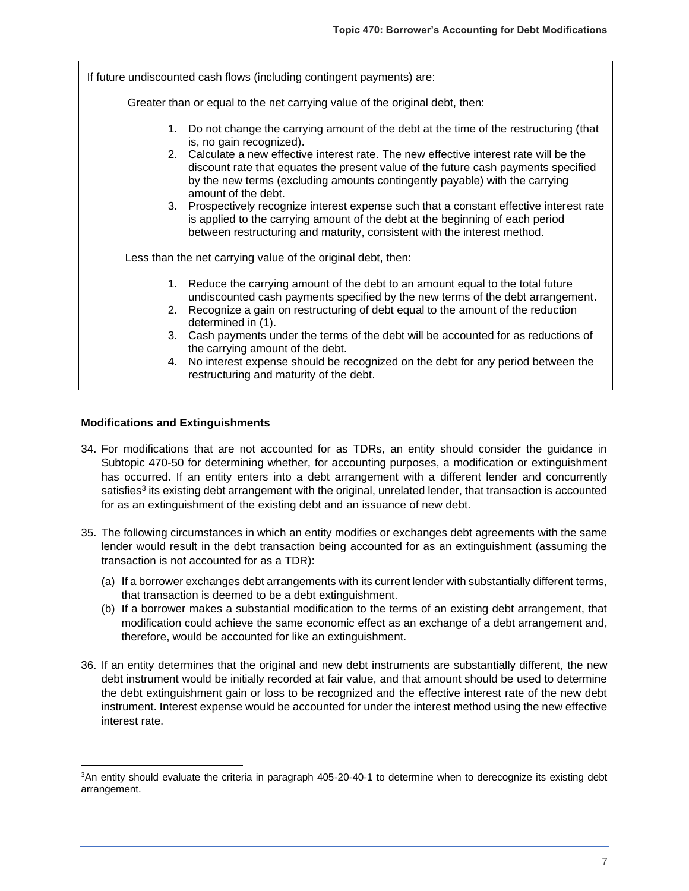If future undiscounted cash flows (including contingent payments) are:

Greater than or equal to the net carrying value of the original debt, then:

1. Do not change the carrying amount of the debt at the time of the restructuring (that is, no gain recognized).
2. Calculate a new effective interest rate. The new effective interest rate will be the discount rate that equates the present value of the future cash payments specified by the new terms (excluding amounts contingently payable) with the carrying amount of the debt.
3. Prospectively recognize interest expense such that a constant effective interest rate is applied to the carrying amount of the debt at the beginning of each period between restructuring and maturity, consistent with the interest method.

Less than the net carrying value of the original debt, then:

1. Reduce the carrying amount of the debt to an amount equal to the total future undiscounted cash payments specified by the new terms of the debt arrangement.
2. Recognize a gain on restructuring of debt equal to the amount of the reduction determined in (1).
3. Cash payments under the terms of the debt will be accounted for as reductions of the carrying amount of the debt.
4. No interest expense should be recognized on the debt for any period between the restructuring and maturity of the debt.

#### Modifications and Extinguishments

34. For modifications that are not accounted for as TDRs, an entity should consider the guidance in Subtopic 470-50 for determining whether, for accounting purposes, a modification or extinguishment has occurred. If an entity enters into a debt arrangement with a different lender and concurrently satisfies[3] its existing debt arrangement with the original, unrelated lender, that transaction is accounted for as an extinguishment of the existing debt and an issuance of new debt.

35. The following circumstances in which an entity modifies or exchanges debt agreements with the same lender would result in the debt transaction being accounted for as an extinguishment (assuming the transaction is not accounted for as a TDR):

    (a) If a borrower exchanges debt arrangements with its current lender with substantially different terms, that transaction is deemed to be a debt extinguishment.
    (b) If a borrower makes a substantial modification to the terms of an existing debt arrangement, that modification could achieve the same economic effect as an exchange of a debt arrangement and, therefore, would be accounted for like an extinguishment.

36. If an entity determines that the original and new debt instruments are substantially different, the new debt instrument would be initially recorded at fair value, and that amount should be used to determine the debt extinguishment gain or loss to be recognized and the effective interest rate of the new debt instrument. Interest expense would be accounted for under the interest method using the new effective interest rate.

[3]An entity should evaluate the criteria in paragraph 405-20-40-1 to determine when to derecognize its existing debt arrangement.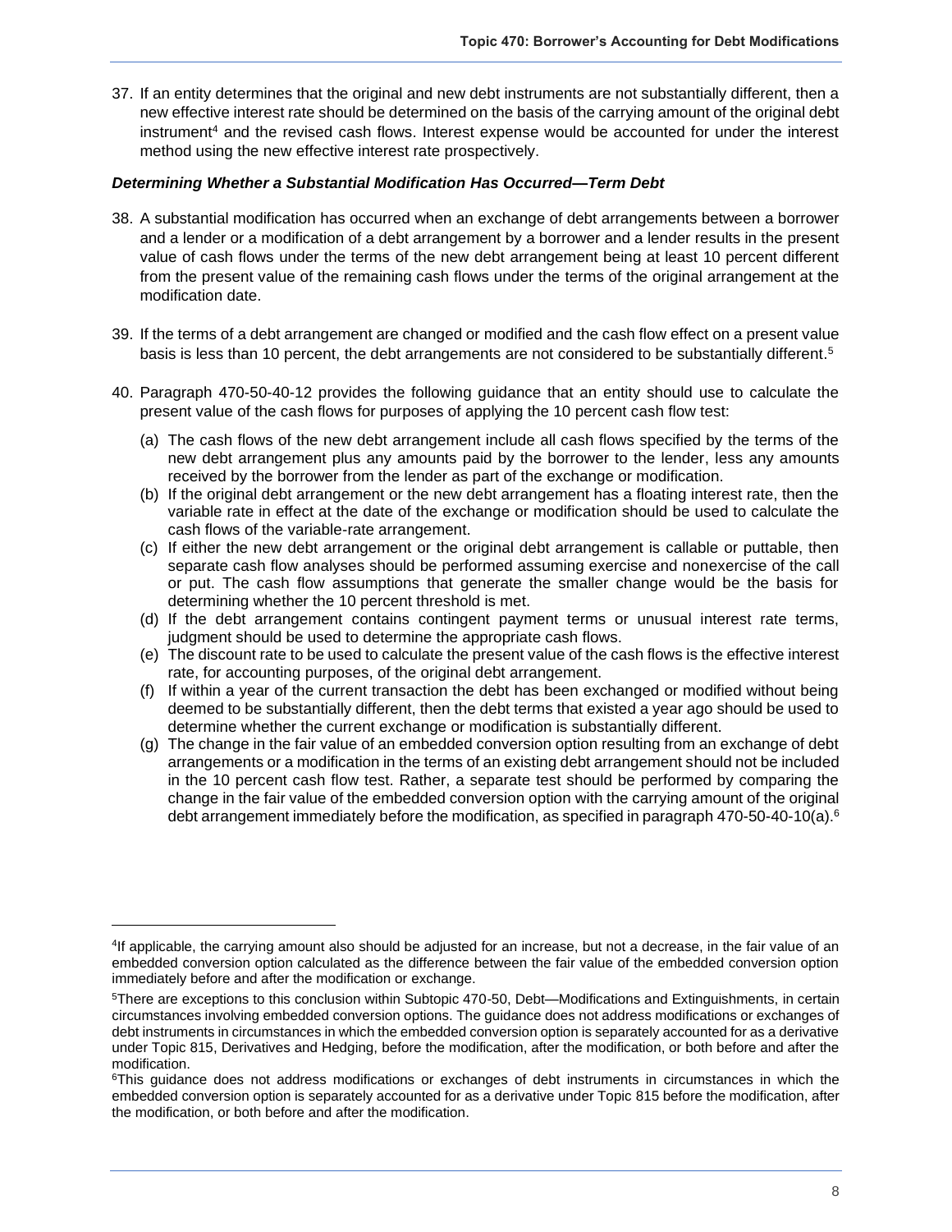37. If an entity determines that the original and new debt instruments are not substantially different, then a new effective interest rate should be determined on the basis of the carrying amount of the original debt instrument[4] and the revised cash flows. Interest expense would be accounted for under the interest method using the new effective interest rate prospectively.

### *Determining Whether a Substantial Modification Has Occurred—Term Debt*

38. A substantial modification has occurred when an exchange of debt arrangements between a borrower and a lender or a modification of a debt arrangement by a borrower and a lender results in the present value of cash flows under the terms of the new debt arrangement being at least 10 percent different from the present value of the remaining cash flows under the terms of the original arrangement at the modification date.

39. If the terms of a debt arrangement are changed or modified and the cash flow effect on a present value basis is less than 10 percent, the debt arrangements are not considered to be substantially different.[5]

40. Paragraph 470-50-40-12 provides the following guidance that an entity should use to calculate the present value of the cash flows for purposes of applying the 10 percent cash flow test:

    (a) The cash flows of the new debt arrangement include all cash flows specified by the terms of the new debt arrangement plus any amounts paid by the borrower to the lender, less any amounts received by the borrower from the lender as part of the exchange or modification.
    (b) If the original debt arrangement or the new debt arrangement has a floating interest rate, then the variable rate in effect at the date of the exchange or modification should be used to calculate the cash flows of the variable-rate arrangement.
    (c) If either the new debt arrangement or the original debt arrangement is callable or puttable, then separate cash flow analyses should be performed assuming exercise and nonexercise of the call or put. The cash flow assumptions that generate the smaller change would be the basis for determining whether the 10 percent threshold is met.
    (d) If the debt arrangement contains contingent payment terms or unusual interest rate terms, judgment should be used to determine the appropriate cash flows.
    (e) The discount rate to be used to calculate the present value of the cash flows is the effective interest rate, for accounting purposes, of the original debt arrangement.
    (f) If within a year of the current transaction the debt has been exchanged or modified without being deemed to be substantially different, then the debt terms that existed a year ago should be used to determine whether the current exchange or modification is substantially different.
    (g) The change in the fair value of an embedded conversion option resulting from an exchange of debt arrangements or a modification in the terms of an existing debt arrangement should not be included in the 10 percent cash flow test. Rather, a separate test should be performed by comparing the change in the fair value of the embedded conversion option with the carrying amount of the original debt arrangement immediately before the modification, as specified in paragraph 470-50-40-10(a).[6]

---

[4]If applicable, the carrying amount also should be adjusted for an increase, but not a decrease, in the fair value of an embedded conversion option calculated as the difference between the fair value of the embedded conversion option immediately before and after the modification or exchange.

[5]There are exceptions to this conclusion within Subtopic 470-50, Debt—Modifications and Extinguishments, in certain circumstances involving embedded conversion options. The guidance does not address modifications or exchanges of debt instruments in circumstances in which the embedded conversion option is separately accounted for as a derivative under Topic 815, Derivatives and Hedging, before the modification, after the modification, or both before and after the modification.

[6]This guidance does not address modifications or exchanges of debt instruments in circumstances in which the embedded conversion option is separately accounted for as a derivative under Topic 815 before the modification, after the modification, or both before and after the modification.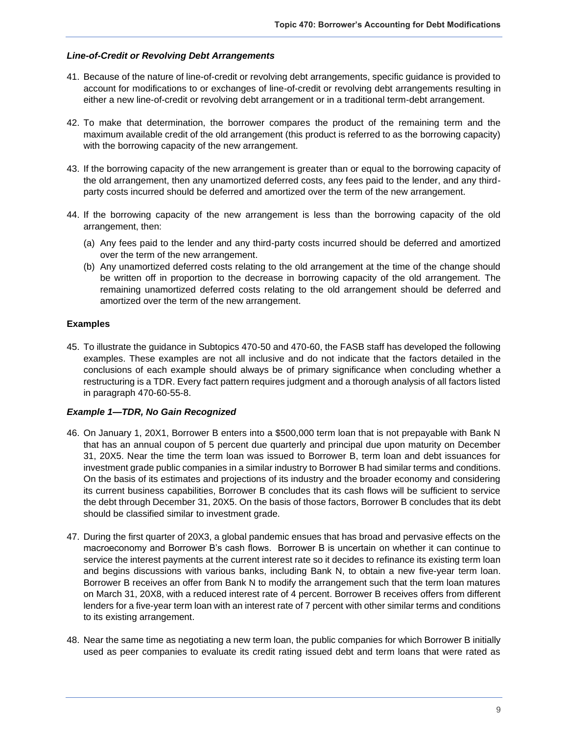### *Line-of-Credit or Revolving Debt Arrangements*

41. Because of the nature of line-of-credit or revolving debt arrangements, specific guidance is provided to account for modifications to or exchanges of line-of-credit or revolving debt arrangements resulting in either a new line-of-credit or revolving debt arrangement or in a traditional term-debt arrangement.

42. To make that determination, the borrower compares the product of the remaining term and the maximum available credit of the old arrangement (this product is referred to as the borrowing capacity) with the borrowing capacity of the new arrangement.

43. If the borrowing capacity of the new arrangement is greater than or equal to the borrowing capacity of the old arrangement, then any unamortized deferred costs, any fees paid to the lender, and any third-party costs incurred should be deferred and amortized over the term of the new arrangement.

44. If the borrowing capacity of the new arrangement is less than the borrowing capacity of the old arrangement, then:

    (a) Any fees paid to the lender and any third-party costs incurred should be deferred and amortized over the term of the new arrangement.

    (b) Any unamortized deferred costs relating to the old arrangement at the time of the change should be written off in proportion to the decrease in borrowing capacity of the old arrangement. The remaining unamortized deferred costs relating to the old arrangement should be deferred and amortized over the term of the new arrangement.

### Examples

45. To illustrate the guidance in Subtopics 470-50 and 470-60, the FASB staff has developed the following examples. These examples are not all inclusive and do not indicate that the factors detailed in the conclusions of each example should always be of primary significance when concluding whether a restructuring is a TDR. Every fact pattern requires judgment and a thorough analysis of all factors listed in paragraph 470-60-55-8.

### *Example 1—TDR, No Gain Recognized*

46. On January 1, 20X1, Borrower B enters into a $500,000 term loan that is not prepayable with Bank N that has an annual coupon of 5 percent due quarterly and principal due upon maturity on December 31, 20X5. Near the time the term loan was issued to Borrower B, term loan and debt issuances for investment grade public companies in a similar industry to Borrower B had similar terms and conditions. On the basis of its estimates and projections of its industry and the broader economy and considering its current business capabilities, Borrower B concludes that its cash flows will be sufficient to service the debt through December 31, 20X5. On the basis of those factors, Borrower B concludes that its debt should be classified similar to investment grade.

47. During the first quarter of 20X3, a global pandemic ensues that has broad and pervasive effects on the macroeconomy and Borrower B's cash flows. Borrower B is uncertain on whether it can continue to service the interest payments at the current interest rate so it decides to refinance its existing term loan and begins discussions with various banks, including Bank N, to obtain a new five-year term loan. Borrower B receives an offer from Bank N to modify the arrangement such that the term loan matures on March 31, 20X8, with a reduced interest rate of 4 percent. Borrower B receives offers from different lenders for a five-year term loan with an interest rate of 7 percent with other similar terms and conditions to its existing arrangement.

48. Near the same time as negotiating a new term loan, the public companies for which Borrower B initially used as peer companies to evaluate its credit rating issued debt and term loans that were rated as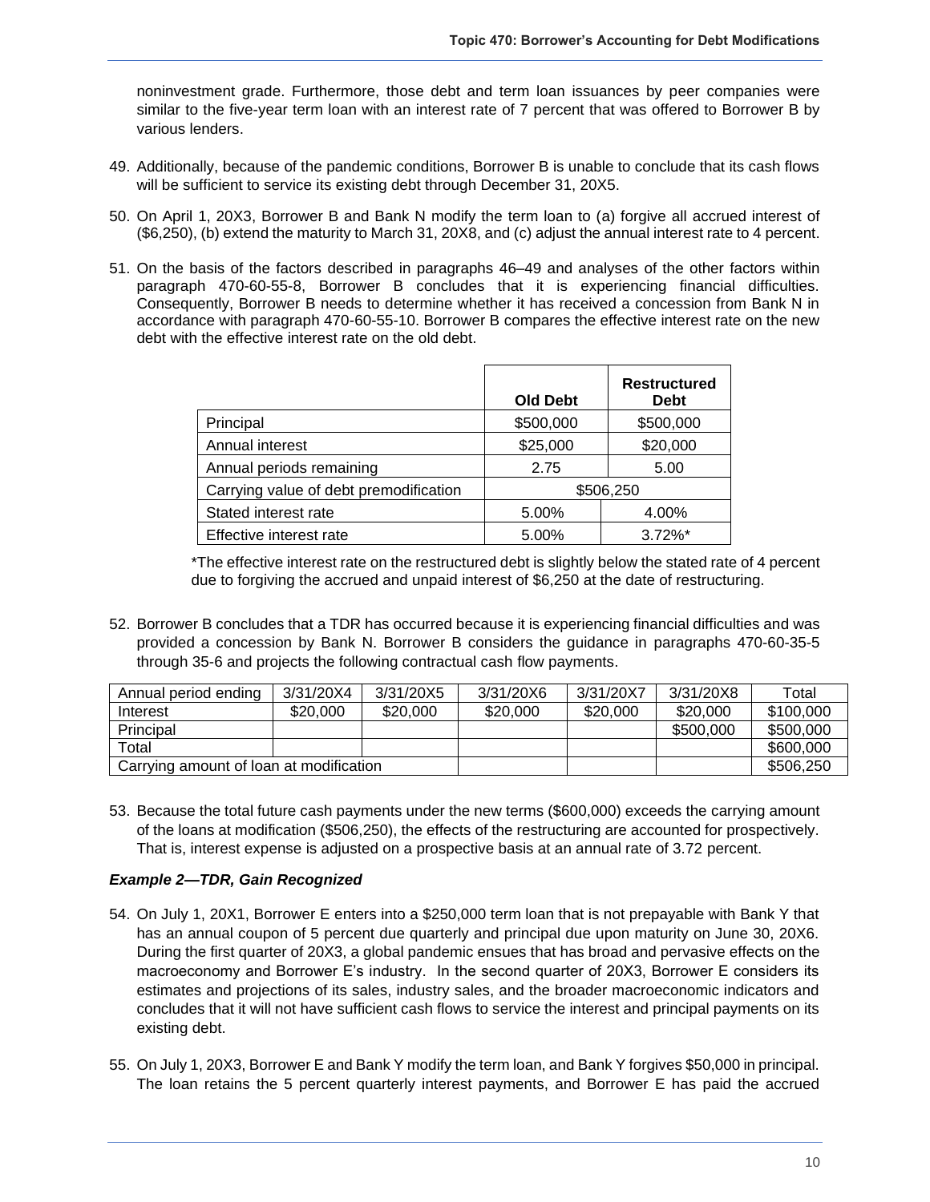noninvestment grade. Furthermore, those debt and term loan issuances by peer companies were similar to the five-year term loan with an interest rate of 7 percent that was offered to Borrower B by various lenders.

49. Additionally, because of the pandemic conditions, Borrower B is unable to conclude that its cash flows will be sufficient to service its existing debt through December 31, 20X5.

50. On April 1, 20X3, Borrower B and Bank N modify the term loan to (a) forgive all accrued interest of ($6,250), (b) extend the maturity to March 31, 20X8, and (c) adjust the annual interest rate to 4 percent.

51. On the basis of the factors described in paragraphs 46–49 and analyses of the other factors within paragraph 470-60-55-8, Borrower B concludes that it is experiencing financial difficulties. Consequently, Borrower B needs to determine whether it has received a concession from Bank N in accordance with paragraph 470-60-55-10. Borrower B compares the effective interest rate on the new debt with the effective interest rate on the old debt.

| | **Old Debt** | **Restructured Debt** |
|---|---|---|
| Principal | $500,000 | $500,000 |
| Annual interest | $25,000 | $20,000 |
| Annual periods remaining | 2.75 | 5.00 |
| Carrying value of debt premodification | $506,250 | |
| Stated interest rate | 5.00% | 4.00% |
| Effective interest rate | 5.00% | 3.72%* |

*The effective interest rate on the restructured debt is slightly below the stated rate of 4 percent due to forgiving the accrued and unpaid interest of $6,250 at the date of restructuring.

52. Borrower B concludes that a TDR has occurred because it is experiencing financial difficulties and was provided a concession by Bank N. Borrower B considers the guidance in paragraphs 470-60-35-5 through 35-6 and projects the following contractual cash flow payments.

| Annual period ending | 3/31/20X4 | 3/31/20X5 | 3/31/20X6 | 3/31/20X7 | 3/31/20X8 | Total |
|---|---|---|---|---|---|---|
| Interest | $20,000 | $20,000 | $20,000 | $20,000 | $20,000 | $100,000 |
| Principal | | | | | $500,000 | $500,000 |
| Total | | | | | | $600,000 |
| Carrying amount of loan at modification | | | | | | $506,250 |

53. Because the total future cash payments under the new terms ($600,000) exceeds the carrying amount of the loans at modification ($506,250), the effects of the restructuring are accounted for prospectively. That is, interest expense is adjusted on a prospective basis at an annual rate of 3.72 percent.

### *Example 2—TDR, Gain Recognized*

54. On July 1, 20X1, Borrower E enters into a $250,000 term loan that is not prepayable with Bank Y that has an annual coupon of 5 percent due quarterly and principal due upon maturity on June 30, 20X6. During the first quarter of 20X3, a global pandemic ensues that has broad and pervasive effects on the macroeconomy and Borrower E's industry. In the second quarter of 20X3, Borrower E considers its estimates and projections of its sales, industry sales, and the broader macroeconomic indicators and concludes that it will not have sufficient cash flows to service the interest and principal payments on its existing debt.

55. On July 1, 20X3, Borrower E and Bank Y modify the term loan, and Bank Y forgives $50,000 in principal. The loan retains the 5 percent quarterly interest payments, and Borrower E has paid the accrued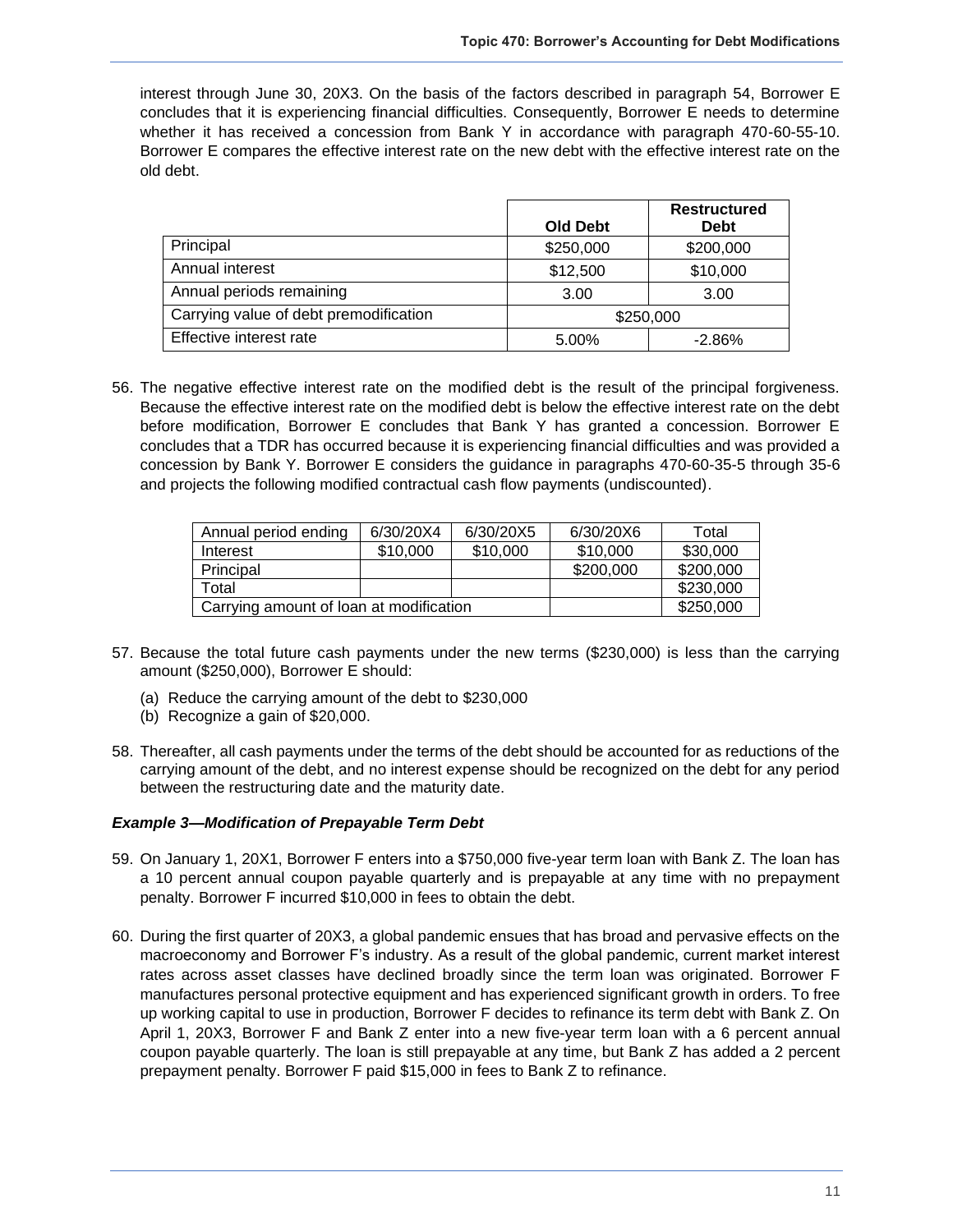interest through June 30, 20X3. On the basis of the factors described in paragraph 54, Borrower E concludes that it is experiencing financial difficulties. Consequently, Borrower E needs to determine whether it has received a concession from Bank Y in accordance with paragraph 470-60-55-10. Borrower E compares the effective interest rate on the new debt with the effective interest rate on the old debt.

| | Old Debt | Restructured Debt |
|---|---|---|
| Principal | $250,000 | $200,000 |
| Annual interest | $12,500 | $10,000 |
| Annual periods remaining | 3.00 | 3.00 |
| Carrying value of debt premodification | $250,000 | |
| Effective interest rate | 5.00% | -2.86% |

56. The negative effective interest rate on the modified debt is the result of the principal forgiveness. Because the effective interest rate on the modified debt is below the effective interest rate on the debt before modification, Borrower E concludes that Bank Y has granted a concession. Borrower E concludes that a TDR has occurred because it is experiencing financial difficulties and was provided a concession by Bank Y. Borrower E considers the guidance in paragraphs 470-60-35-5 through 35-6 and projects the following modified contractual cash flow payments (undiscounted).

| Annual period ending | 6/30/20X4 | 6/30/20X5 | 6/30/20X6 | Total |
|---|---|---|---|---|
| Interest | $10,000 | $10,000 | $10,000 | $30,000 |
| Principal | | | $200,000 | $200,000 |
| Total | | | | $230,000 |
| Carrying amount of loan at modification | | | | $250,000 |

57. Because the total future cash payments under the new terms ($230,000) is less than the carrying amount ($250,000), Borrower E should:
    (a) Reduce the carrying amount of the debt to $230,000
    (b) Recognize a gain of $20,000.

58. Thereafter, all cash payments under the terms of the debt should be accounted for as reductions of the carrying amount of the debt, and no interest expense should be recognized on the debt for any period between the restructuring date and the maturity date.

### *Example 3—Modification of Prepayable Term Debt*

59. On January 1, 20X1, Borrower F enters into a $750,000 five-year term loan with Bank Z. The loan has a 10 percent annual coupon payable quarterly and is prepayable at any time with no prepayment penalty. Borrower F incurred $10,000 in fees to obtain the debt.

60. During the first quarter of 20X3, a global pandemic ensues that has broad and pervasive effects on the macroeconomy and Borrower F's industry. As a result of the global pandemic, current market interest rates across asset classes have declined broadly since the term loan was originated. Borrower F manufactures personal protective equipment and has experienced significant growth in orders. To free up working capital to use in production, Borrower F decides to refinance its term debt with Bank Z. On April 1, 20X3, Borrower F and Bank Z enter into a new five-year term loan with a 6 percent annual coupon payable quarterly. The loan is still prepayable at any time, but Bank Z has added a 2 percent prepayment penalty. Borrower F paid $15,000 in fees to Bank Z to refinance.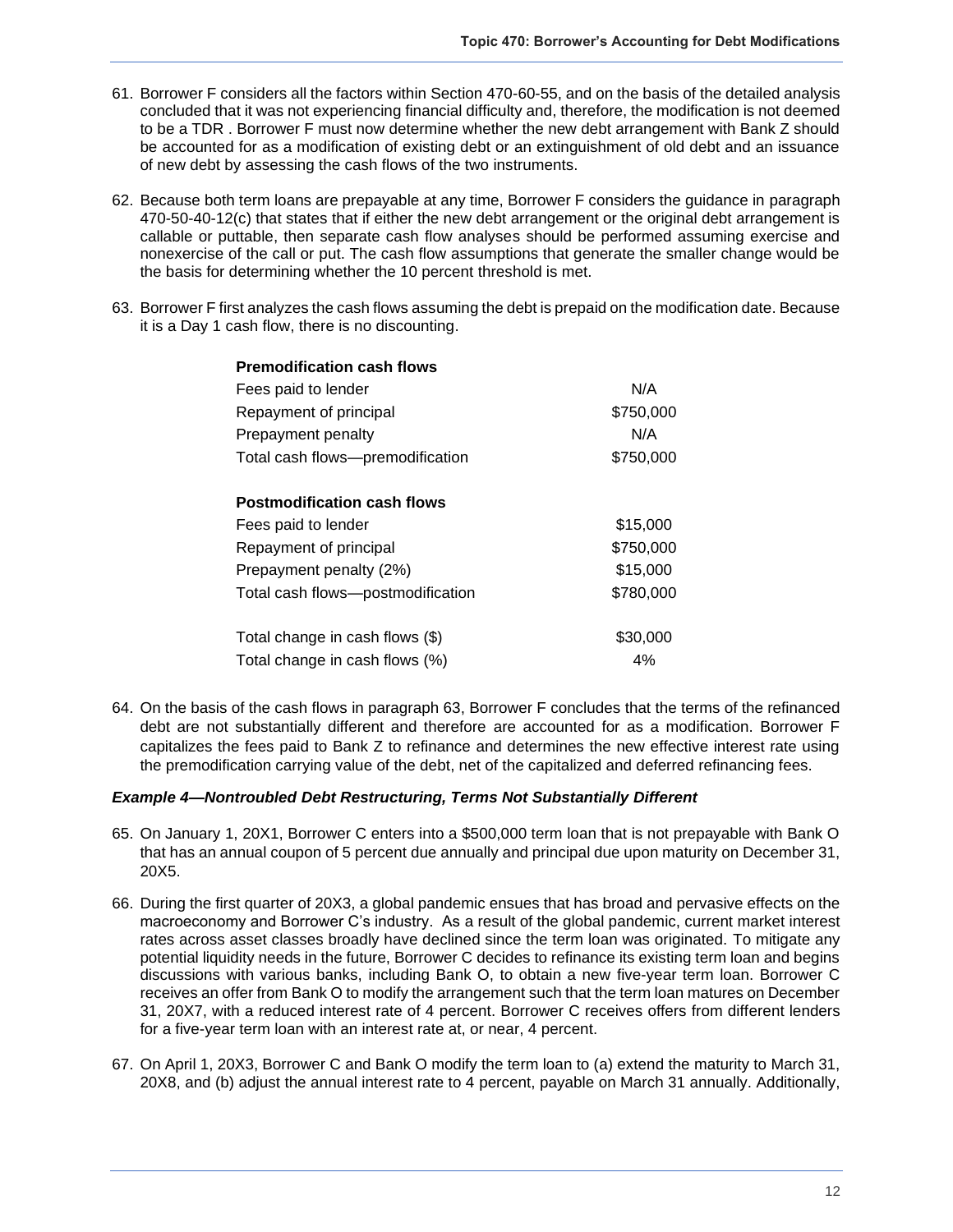61. Borrower F considers all the factors within Section 470-60-55, and on the basis of the detailed analysis concluded that it was not experiencing financial difficulty and, therefore, the modification is not deemed to be a TDR . Borrower F must now determine whether the new debt arrangement with Bank Z should be accounted for as a modification of existing debt or an extinguishment of old debt and an issuance of new debt by assessing the cash flows of the two instruments.

62. Because both term loans are prepayable at any time, Borrower F considers the guidance in paragraph 470-50-40-12(c) that states that if either the new debt arrangement or the original debt arrangement is callable or puttable, then separate cash flow analyses should be performed assuming exercise and nonexercise of the call or put. The cash flow assumptions that generate the smaller change would be the basis for determining whether the 10 percent threshold is met.

63. Borrower F first analyzes the cash flows assuming the debt is prepaid on the modification date. Because it is a Day 1 cash flow, there is no discounting.

| | |
|---|---|
| **Premodification cash flows** | |
| Fees paid to lender | N/A |
| Repayment of principal | $750,000 |
| Prepayment penalty | N/A |
| Total cash flows—premodification | $750,000 |
| | |
| **Postmodification cash flows** | |
| Fees paid to lender | $15,000 |
| Repayment of principal | $750,000 |
| Prepayment penalty (2%) | $15,000 |
| Total cash flows—postmodification | $780,000 |
| | |
| Total change in cash flows ($) | $30,000 |
| Total change in cash flows (%) | 4% |

64. On the basis of the cash flows in paragraph 63, Borrower F concludes that the terms of the refinanced debt are not substantially different and therefore are accounted for as a modification. Borrower F capitalizes the fees paid to Bank Z to refinance and determines the new effective interest rate using the premodification carrying value of the debt, net of the capitalized and deferred refinancing fees.

### *Example 4—Nontroubled Debt Restructuring, Terms Not Substantially Different*

65. On January 1, 20X1, Borrower C enters into a $500,000 term loan that is not prepayable with Bank O that has an annual coupon of 5 percent due annually and principal due upon maturity on December 31, 20X5.

66. During the first quarter of 20X3, a global pandemic ensues that has broad and pervasive effects on the macroeconomy and Borrower C's industry. As a result of the global pandemic, current market interest rates across asset classes broadly have declined since the term loan was originated. To mitigate any potential liquidity needs in the future, Borrower C decides to refinance its existing term loan and begins discussions with various banks, including Bank O, to obtain a new five-year term loan. Borrower C receives an offer from Bank O to modify the arrangement such that the term loan matures on December 31, 20X7, with a reduced interest rate of 4 percent. Borrower C receives offers from different lenders for a five-year term loan with an interest rate at, or near, 4 percent.

67. On April 1, 20X3, Borrower C and Bank O modify the term loan to (a) extend the maturity to March 31, 20X8, and (b) adjust the annual interest rate to 4 percent, payable on March 31 annually. Additionally,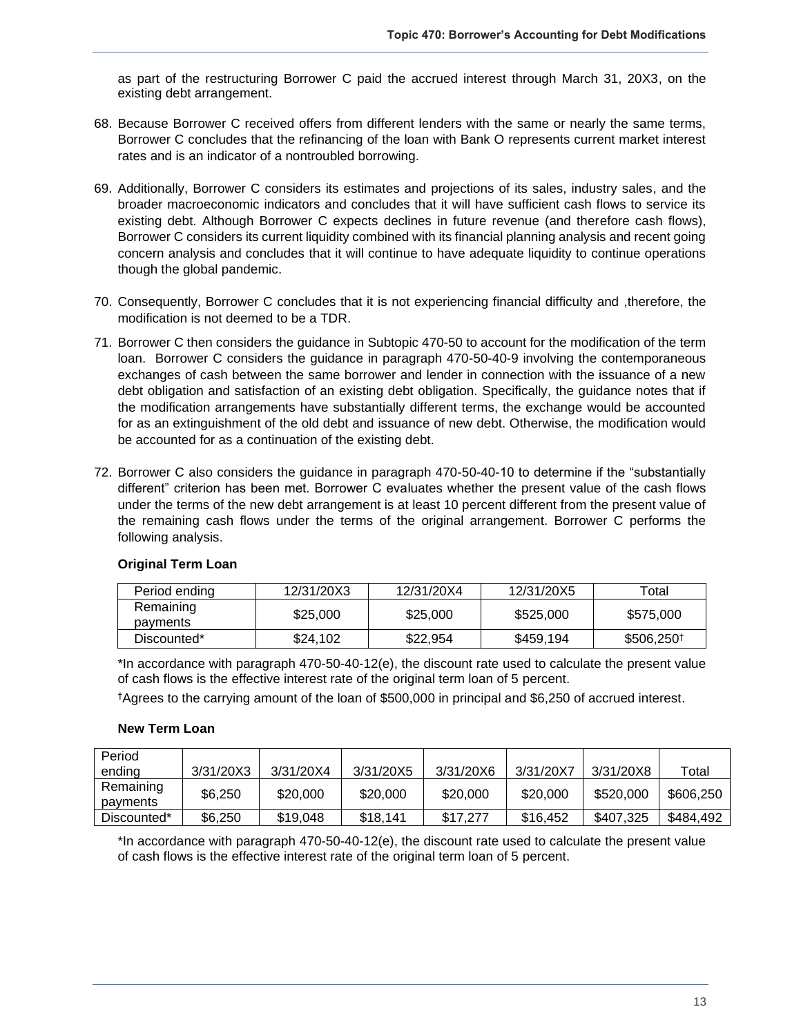as part of the restructuring Borrower C paid the accrued interest through March 31, 20X3, on the existing debt arrangement.

68. Because Borrower C received offers from different lenders with the same or nearly the same terms, Borrower C concludes that the refinancing of the loan with Bank O represents current market interest rates and is an indicator of a nontroubled borrowing.

69. Additionally, Borrower C considers its estimates and projections of its sales, industry sales, and the broader macroeconomic indicators and concludes that it will have sufficient cash flows to service its existing debt. Although Borrower C expects declines in future revenue (and therefore cash flows), Borrower C considers its current liquidity combined with its financial planning analysis and recent going concern analysis and concludes that it will continue to have adequate liquidity to continue operations though the global pandemic.

70. Consequently, Borrower C concludes that it is not experiencing financial difficulty and ,therefore, the modification is not deemed to be a TDR.

71. Borrower C then considers the guidance in Subtopic 470-50 to account for the modification of the term loan. Borrower C considers the guidance in paragraph 470-50-40-9 involving the contemporaneous exchanges of cash between the same borrower and lender in connection with the issuance of a new debt obligation and satisfaction of an existing debt obligation. Specifically, the guidance notes that if the modification arrangements have substantially different terms, the exchange would be accounted for as an extinguishment of the old debt and issuance of new debt. Otherwise, the modification would be accounted for as a continuation of the existing debt.

72. Borrower C also considers the guidance in paragraph 470-50-40-10 to determine if the "substantially different" criterion has been met. Borrower C evaluates whether the present value of the cash flows under the terms of the new debt arrangement is at least 10 percent different from the present value of the remaining cash flows under the terms of the original arrangement. Borrower C performs the following analysis.

**Original Term Loan**

| Period ending | 12/31/20X3 | 12/31/20X4 | 12/31/20X5 | Total |
|---|---|---|---|---|
| Remaining payments | $25,000 | $25,000 | $525,000 | $575,000 |
| Discounted* | $24,102 | $22,954 | $459,194 | $506,250† |

*In accordance with paragraph 470-50-40-12(e), the discount rate used to calculate the present value of cash flows is the effective interest rate of the original term loan of 5 percent.

†Agrees to the carrying amount of the loan of $500,000 in principal and $6,250 of accrued interest.

**New Term Loan**

| Period ending | 3/31/20X3 | 3/31/20X4 | 3/31/20X5 | 3/31/20X6 | 3/31/20X7 | 3/31/20X8 | Total |
|---|---|---|---|---|---|---|---|
| Remaining payments | $6,250 | $20,000 | $20,000 | $20,000 | $20,000 | $520,000 | $606,250 |
| Discounted* | $6,250 | $19,048 | $18,141 | $17,277 | $16,452 | $407,325 | $484,492 |

*In accordance with paragraph 470-50-40-12(e), the discount rate used to calculate the present value of cash flows is the effective interest rate of the original term loan of 5 percent.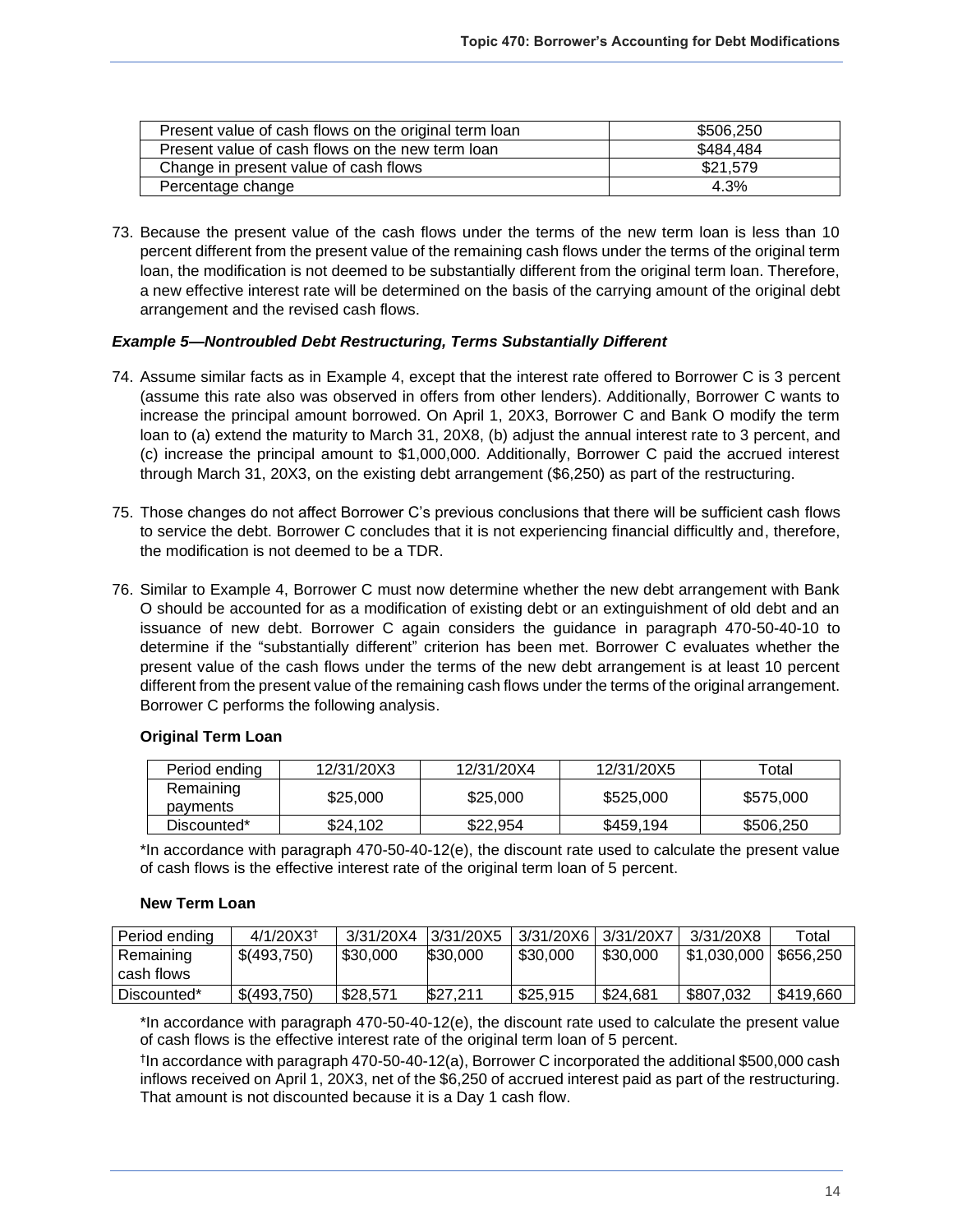| | |
|---|---|
| Present value of cash flows on the original term loan | $506,250 |
| Present value of cash flows on the new term loan | $484,484 |
| Change in present value of cash flows | $21,579 |
| Percentage change | 4.3% |

73. Because the present value of the cash flows under the terms of the new term loan is less than 10 percent different from the present value of the remaining cash flows under the terms of the original term loan, the modification is not deemed to be substantially different from the original term loan. Therefore, a new effective interest rate will be determined on the basis of the carrying amount of the original debt arrangement and the revised cash flows.

### *Example 5—Nontroubled Debt Restructuring, Terms Substantially Different*

74. Assume similar facts as in Example 4, except that the interest rate offered to Borrower C is 3 percent (assume this rate also was observed in offers from other lenders). Additionally, Borrower C wants to increase the principal amount borrowed. On April 1, 20X3, Borrower C and Bank O modify the term loan to (a) extend the maturity to March 31, 20X8, (b) adjust the annual interest rate to 3 percent, and (c) increase the principal amount to $1,000,000. Additionally, Borrower C paid the accrued interest through March 31, 20X3, on the existing debt arrangement ($6,250) as part of the restructuring.

75. Those changes do not affect Borrower C's previous conclusions that there will be sufficient cash flows to service the debt. Borrower C concludes that it is not experiencing financial difficultly and, therefore, the modification is not deemed to be a TDR.

76. Similar to Example 4, Borrower C must now determine whether the new debt arrangement with Bank O should be accounted for as a modification of existing debt or an extinguishment of old debt and an issuance of new debt. Borrower C again considers the guidance in paragraph 470-50-40-10 to determine if the "substantially different" criterion has been met. Borrower C evaluates whether the present value of the cash flows under the terms of the new debt arrangement is at least 10 percent different from the present value of the remaining cash flows under the terms of the original arrangement. Borrower C performs the following analysis.

**Original Term Loan**

| Period ending | 12/31/20X3 | 12/31/20X4 | 12/31/20X5 | Total |
|---|---|---|---|---|
| Remaining payments | $25,000 | $25,000 | $525,000 | $575,000 |
| Discounted* | $24,102 | $22,954 | $459,194 | $506,250 |

*In accordance with paragraph 470-50-40-12(e), the discount rate used to calculate the present value of cash flows is the effective interest rate of the original term loan of 5 percent.

**New Term Loan**

| Period ending | 4/1/20X3† | 3/31/20X4 | 3/31/20X5 | 3/31/20X6 | 3/31/20X7 | 3/31/20X8 | Total |
|---|---|---|---|---|---|---|---|
| Remaining cash flows | $(493,750) | $30,000 | $30,000 | $30,000 | $30,000 | $1,030,000 | $656,250 |
| Discounted* | $(493,750) | $28,571 | $27,211 | $25,915 | $24,681 | $807,032 | $419,660 |

*In accordance with paragraph 470-50-40-12(e), the discount rate used to calculate the present value of cash flows is the effective interest rate of the original term loan of 5 percent.

†In accordance with paragraph 470-50-40-12(a), Borrower C incorporated the additional $500,000 cash inflows received on April 1, 20X3, net of the $6,250 of accrued interest paid as part of the restructuring. That amount is not discounted because it is a Day 1 cash flow.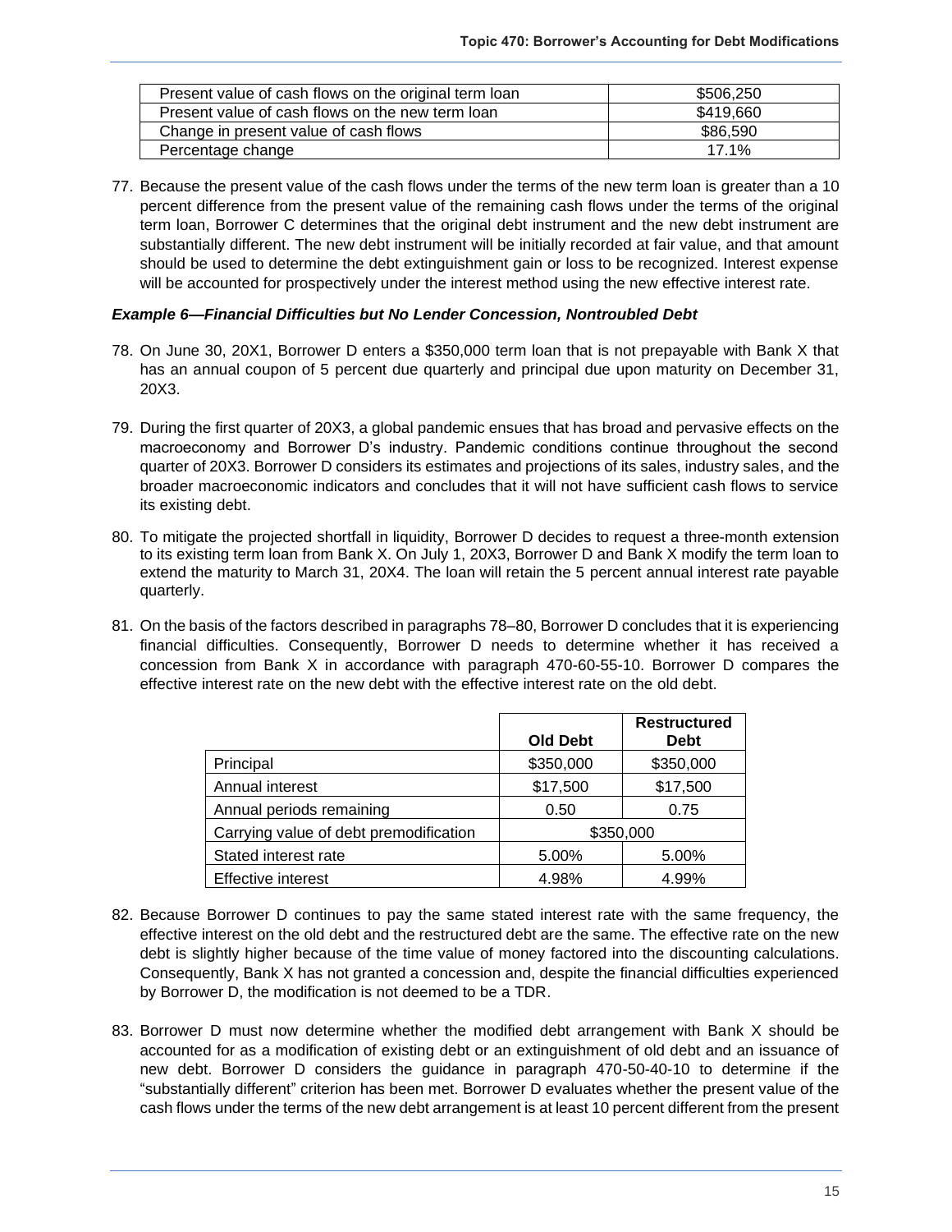| Present value of cash flows on the original term loan | $506,250 |
|---|---|
| Present value of cash flows on the new term loan | $419,660 |
| Change in present value of cash flows | $86,590 |
| Percentage change | 17.1% |

77. Because the present value of the cash flows under the terms of the new term loan is greater than a 10 percent difference from the present value of the remaining cash flows under the terms of the original term loan, Borrower C determines that the original debt instrument and the new debt instrument are substantially different. The new debt instrument will be initially recorded at fair value, and that amount should be used to determine the debt extinguishment gain or loss to be recognized. Interest expense will be accounted for prospectively under the interest method using the new effective interest rate.

***Example 6—Financial Difficulties but No Lender Concession, Nontroubled Debt***

78. On June 30, 20X1, Borrower D enters a $350,000 term loan that is not prepayable with Bank X that has an annual coupon of 5 percent due quarterly and principal due upon maturity on December 31, 20X3.

79. During the first quarter of 20X3, a global pandemic ensues that has broad and pervasive effects on the macroeconomy and Borrower D's industry. Pandemic conditions continue throughout the second quarter of 20X3. Borrower D considers its estimates and projections of its sales, industry sales, and the broader macroeconomic indicators and concludes that it will not have sufficient cash flows to service its existing debt.

80. To mitigate the projected shortfall in liquidity, Borrower D decides to request a three-month extension to its existing term loan from Bank X. On July 1, 20X3, Borrower D and Bank X modify the term loan to extend the maturity to March 31, 20X4. The loan will retain the 5 percent annual interest rate payable quarterly.

81. On the basis of the factors described in paragraphs 78–80, Borrower D concludes that it is experiencing financial difficulties. Consequently, Borrower D needs to determine whether it has received a concession from Bank X in accordance with paragraph 470-60-55-10. Borrower D compares the effective interest rate on the new debt with the effective interest rate on the old debt.

| | Old Debt | Restructured Debt |
|---|---|---|
| Principal | $350,000 | $350,000 |
| Annual interest | $17,500 | $17,500 |
| Annual periods remaining | 0.50 | 0.75 |
| Carrying value of debt premodification | $350,000 | |
| Stated interest rate | 5.00% | 5.00% |
| Effective interest | 4.98% | 4.99% |

82. Because Borrower D continues to pay the same stated interest rate with the same frequency, the effective interest on the old debt and the restructured debt are the same. The effective rate on the new debt is slightly higher because of the time value of money factored into the discounting calculations. Consequently, Bank X has not granted a concession and, despite the financial difficulties experienced by Borrower D, the modification is not deemed to be a TDR.

83. Borrower D must now determine whether the modified debt arrangement with Bank X should be accounted for as a modification of existing debt or an extinguishment of old debt and an issuance of new debt. Borrower D considers the guidance in paragraph 470-50-40-10 to determine if the "substantially different" criterion has been met. Borrower D evaluates whether the present value of the cash flows under the terms of the new debt arrangement is at least 10 percent different from the present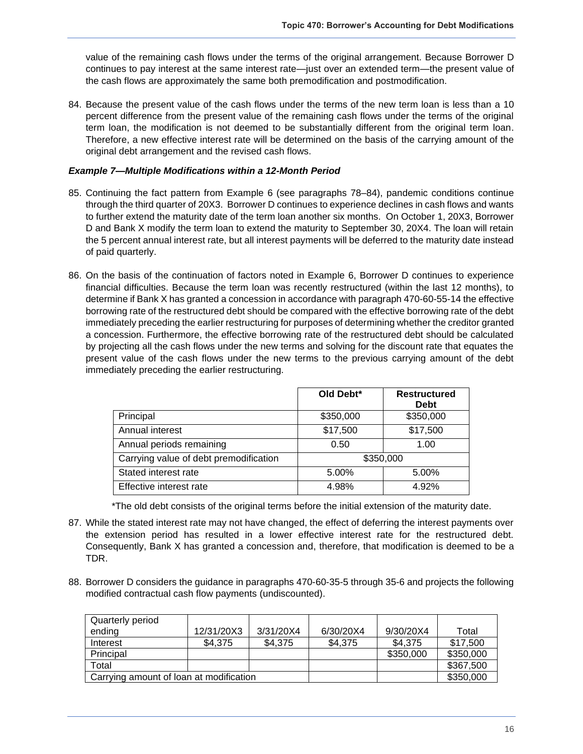value of the remaining cash flows under the terms of the original arrangement. Because Borrower D continues to pay interest at the same interest rate—just over an extended term—the present value of the cash flows are approximately the same both premodification and postmodification.

84. Because the present value of the cash flows under the terms of the new term loan is less than a 10 percent difference from the present value of the remaining cash flows under the terms of the original term loan, the modification is not deemed to be substantially different from the original term loan. Therefore, a new effective interest rate will be determined on the basis of the carrying amount of the original debt arrangement and the revised cash flows.

***Example 7—Multiple Modifications within a 12-Month Period***

85. Continuing the fact pattern from Example 6 (see paragraphs 78–84), pandemic conditions continue through the third quarter of 20X3. Borrower D continues to experience declines in cash flows and wants to further extend the maturity date of the term loan another six months. On October 1, 20X3, Borrower D and Bank X modify the term loan to extend the maturity to September 30, 20X4. The loan will retain the 5 percent annual interest rate, but all interest payments will be deferred to the maturity date instead of paid quarterly.

86. On the basis of the continuation of factors noted in Example 6, Borrower D continues to experience financial difficulties. Because the term loan was recently restructured (within the last 12 months), to determine if Bank X has granted a concession in accordance with paragraph 470-60-55-14 the effective borrowing rate of the restructured debt should be compared with the effective borrowing rate of the debt immediately preceding the earlier restructuring for purposes of determining whether the creditor granted a concession. Furthermore, the effective borrowing rate of the restructured debt should be calculated by projecting all the cash flows under the new terms and solving for the discount rate that equates the present value of the cash flows under the new terms to the previous carrying amount of the debt immediately preceding the earlier restructuring.

| | Old Debt* | Restructured Debt |
|---|---|---|
| Principal | $350,000 | $350,000 |
| Annual interest | $17,500 | $17,500 |
| Annual periods remaining | 0.50 | 1.00 |
| Carrying value of debt premodification | $350,000 | |
| Stated interest rate | 5.00% | 5.00% |
| Effective interest rate | 4.98% | 4.92% |

*The old debt consists of the original terms before the initial extension of the maturity date.

87. While the stated interest rate may not have changed, the effect of deferring the interest payments over the extension period has resulted in a lower effective interest rate for the restructured debt. Consequently, Bank X has granted a concession and, therefore, that modification is deemed to be a TDR.

88. Borrower D considers the guidance in paragraphs 470-60-35-5 through 35-6 and projects the following modified contractual cash flow payments (undiscounted).

| Quarterly period ending | 12/31/20X3 | 3/31/20X4 | 6/30/20X4 | 9/30/20X4 | Total |
|---|---|---|---|---|---|
| Interest | $4,375 | $4,375 | $4,375 | $4,375 | $17,500 |
| Principal | | | | $350,000 | $350,000 |
| Total | | | | | $367,500 |
| Carrying amount of loan at modification | | | | | $350,000 |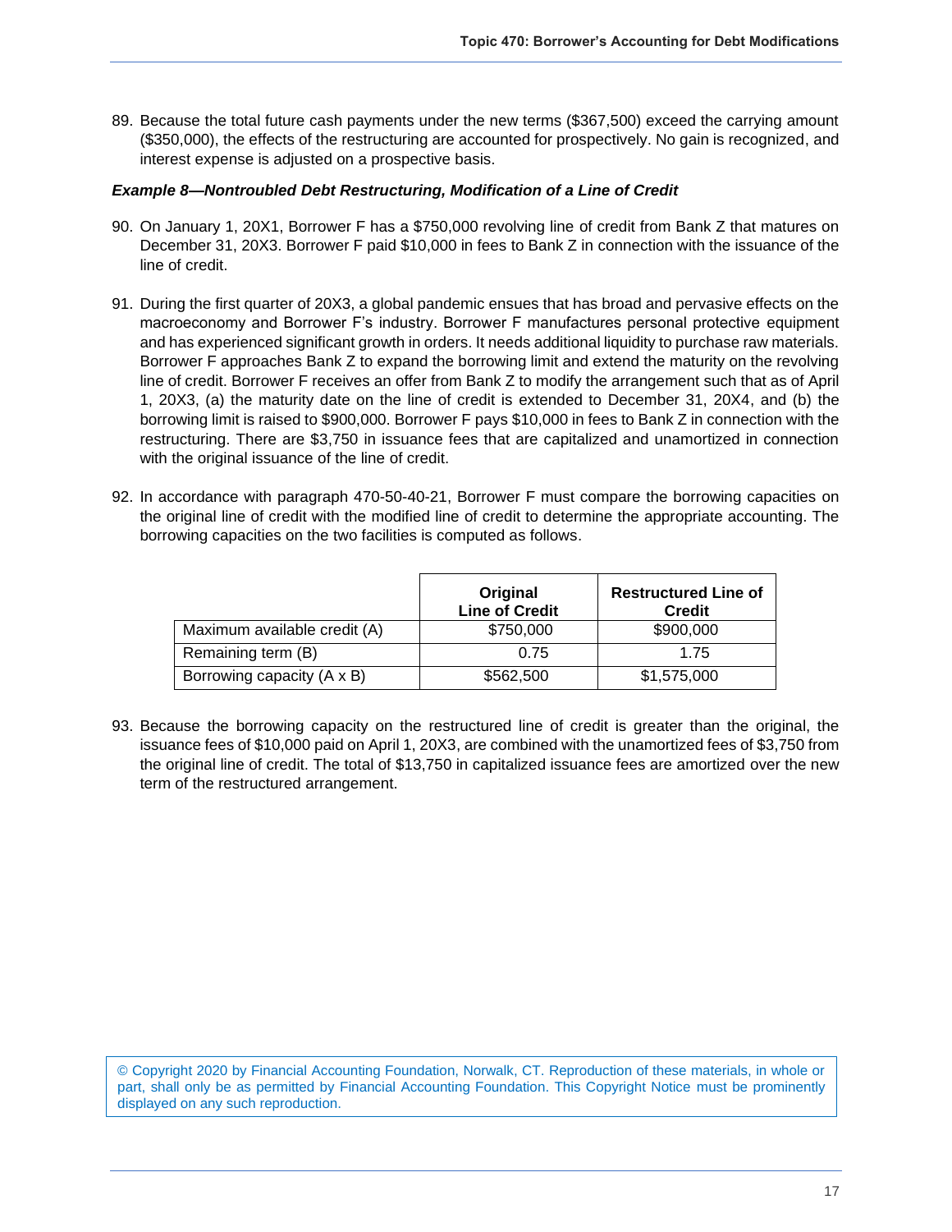89. Because the total future cash payments under the new terms ($367,500) exceed the carrying amount ($350,000), the effects of the restructuring are accounted for prospectively. No gain is recognized, and interest expense is adjusted on a prospective basis.

***Example 8—Nontroubled Debt Restructuring, Modification of a Line of Credit***

90. On January 1, 20X1, Borrower F has a $750,000 revolving line of credit from Bank Z that matures on December 31, 20X3. Borrower F paid $10,000 in fees to Bank Z in connection with the issuance of the line of credit.

91. During the first quarter of 20X3, a global pandemic ensues that has broad and pervasive effects on the macroeconomy and Borrower F's industry. Borrower F manufactures personal protective equipment and has experienced significant growth in orders. It needs additional liquidity to purchase raw materials. Borrower F approaches Bank Z to expand the borrowing limit and extend the maturity on the revolving line of credit. Borrower F receives an offer from Bank Z to modify the arrangement such that as of April 1, 20X3, (a) the maturity date on the line of credit is extended to December 31, 20X4, and (b) the borrowing limit is raised to $900,000. Borrower F pays $10,000 in fees to Bank Z in connection with the restructuring. There are $3,750 in issuance fees that are capitalized and unamortized in connection with the original issuance of the line of credit.

92. In accordance with paragraph 470-50-40-21, Borrower F must compare the borrowing capacities on the original line of credit with the modified line of credit to determine the appropriate accounting. The borrowing capacities on the two facilities is computed as follows.

| | Original Line of Credit | Restructured Line of Credit |
|---|---|---|
| Maximum available credit (A) | $750,000 | $900,000 |
| Remaining term (B) | 0.75 | 1.75 |
| Borrowing capacity (A x B) | $562,500 | $1,575,000 |

93. Because the borrowing capacity on the restructured line of credit is greater than the original, the issuance fees of $10,000 paid on April 1, 20X3, are combined with the unamortized fees of $3,750 from the original line of credit. The total of $13,750 in capitalized issuance fees are amortized over the new term of the restructured arrangement.

© Copyright 2020 by Financial Accounting Foundation, Norwalk, CT. Reproduction of these materials, in whole or part, shall only be as permitted by Financial Accounting Foundation. This Copyright Notice must be prominently displayed on any such reproduction.